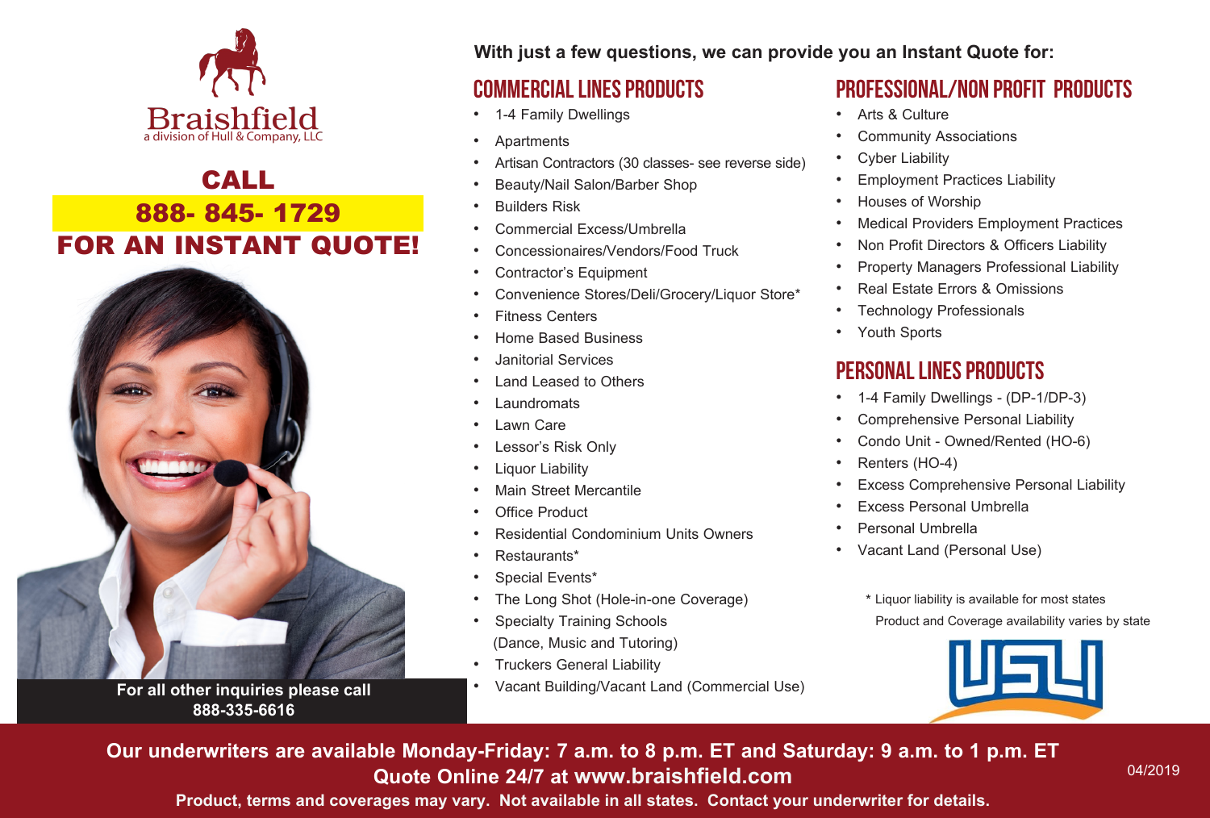Braishfield
a division of Hull & Company, LLC

## CALL 888- 845- 1729 FOR AN INSTANT QUOTE!

For all other inquiries please call
888-335-6616

**With just a few questions, we can provide you an Instant Quote for:**

## COMMERCIAL LINES PRODUCTS

- 1-4 Family Dwellings
- Apartments
- Artisan Contractors (30 classes- see reverse side)
- Beauty/Nail Salon/Barber Shop
- Builders Risk
- Commercial Excess/Umbrella
- Concessionaires/Vendors/Food Truck
- Contractor's Equipment
- Convenience Stores/Deli/Grocery/Liquor Store*
- Fitness Centers
- Home Based Business
- Janitorial Services
- Land Leased to Others
- Laundromats
- Lawn Care
- Lessor's Risk Only
- Liquor Liability
- Main Street Mercantile
- Office Product
- Residential Condominium Units Owners
- Restaurants*
- Special Events*
- The Long Shot (Hole-in-one Coverage)
- Specialty Training Schools (Dance, Music and Tutoring)
- Truckers General Liability
- Vacant Building/Vacant Land (Commercial Use)

## PROFESSIONAL/NON PROFIT PRODUCTS

- Arts & Culture
- Community Associations
- Cyber Liability
- Employment Practices Liability
- Houses of Worship
- Medical Providers Employment Practices
- Non Profit Directors & Officers Liability
- Property Managers Professional Liability
- Real Estate Errors & Omissions
- Technology Professionals
- Youth Sports

## PERSONAL LINES PRODUCTS

- 1-4 Family Dwellings - (DP-1/DP-3)
- Comprehensive Personal Liability
- Condo Unit - Owned/Rented (HO-6)
- Renters (HO-4)
- Excess Comprehensive Personal Liability
- Excess Personal Umbrella
- Personal Umbrella
- Vacant Land (Personal Use)

* Liquor liability is available for most states
Product and Coverage availability varies by state

USLI

**Our underwriters are available Monday-Friday: 7 a.m. to 8 p.m. ET and Saturday: 9 a.m. to 1 p.m. ET**
**Quote Online 24/7 at www.braishfield.com**

**Product, terms and coverages may vary. Not available in all states. Contact your underwriter for details.**

04/2019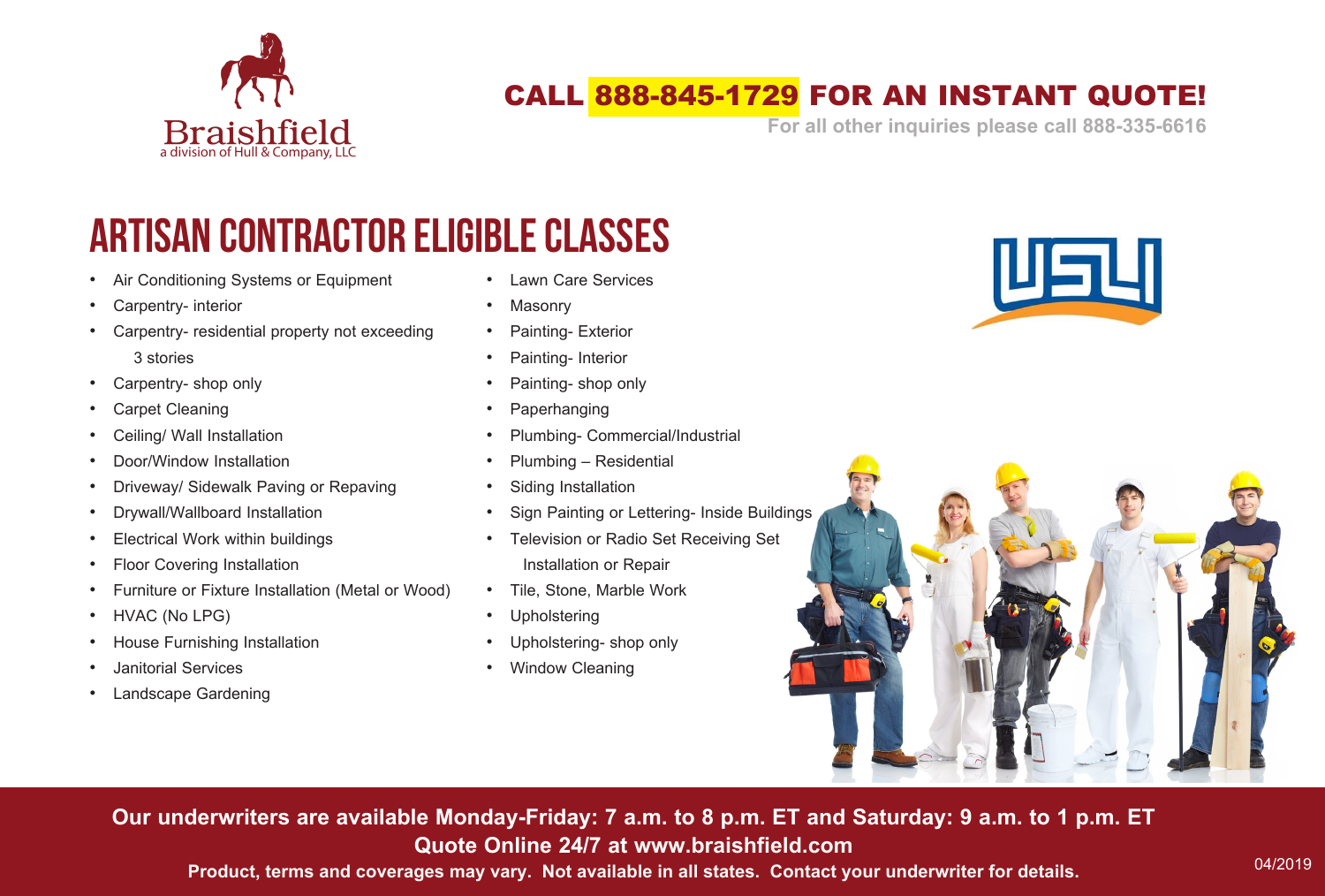Braishfield
a division of Hull & Company, LLC

**CALL 888-845-1729 FOR AN INSTANT QUOTE!**

**For all other inquiries please call 888-335-6616**

# ARTISAN CONTRACTOR ELIGIBLE CLASSES

- Air Conditioning Systems or Equipment
- Carpentry- interior
- Carpentry- residential property not exceeding 3 stories
- Carpentry- shop only
- Carpet Cleaning
- Ceiling/ Wall Installation
- Door/Window Installation
- Driveway/ Sidewalk Paving or Repaving
- Drywall/Wallboard Installation
- Electrical Work within buildings
- Floor Covering Installation
- Furniture or Fixture Installation (Metal or Wood)
- HVAC (No LPG)
- House Furnishing Installation
- Janitorial Services
- Landscape Gardening
- Lawn Care Services
- Masonry
- Painting- Exterior
- Painting- Interior
- Painting- shop only
- Paperhanging
- Plumbing- Commercial/Industrial
- Plumbing – Residential
- Siding Installation
- Sign Painting or Lettering- Inside Buildings
- Television or Radio Set Receiving Set Installation or Repair
- Tile, Stone, Marble Work
- Upholstering
- Upholstering- shop only
- Window Cleaning

**Our underwriters are available Monday-Friday: 7 a.m. to 8 p.m. ET and Saturday: 9 a.m. to 1 p.m. ET**

**Quote Online 24/7 at www.braishfield.com**

**Product, terms and coverages may vary. Not available in all states. Contact your underwriter for details.**

04/2019